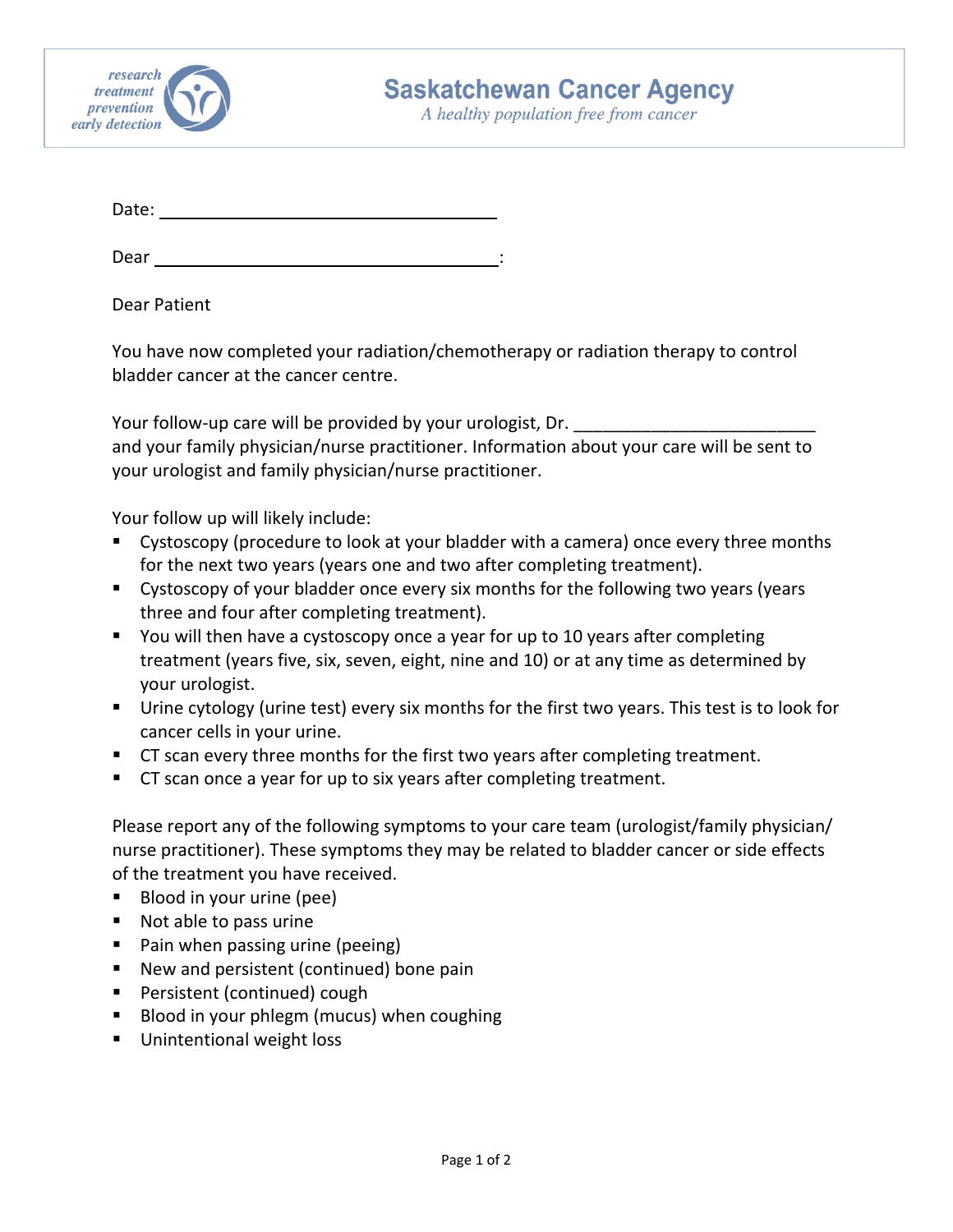research
treatment
prevention
early detection

**Saskatchewan Cancer Agency**
*A healthy population free from cancer*

Date: \_\_\_\_\_\_\_\_\_\_\_\_\_\_\_\_\_\_\_\_\_\_\_\_\_\_\_\_\_\_\_\_

Dear \_\_\_\_\_\_\_\_\_\_\_\_\_\_\_\_\_\_\_\_\_\_\_\_\_\_\_\_\_\_\_\_\_\_:

Dear Patient

You have now completed your radiation/chemotherapy or radiation therapy to control bladder cancer at the cancer centre.

Your follow-up care will be provided by your urologist, Dr. \_\_\_\_\_\_\_\_\_\_\_\_\_\_\_\_\_\_\_\_\_\_\_\_\_ and your family physician/nurse practitioner. Information about your care will be sent to your urologist and family physician/nurse practitioner.

Your follow up will likely include:

- Cystoscopy (procedure to look at your bladder with a camera) once every three months for the next two years (years one and two after completing treatment).
- Cystoscopy of your bladder once every six months for the following two years (years three and four after completing treatment).
- You will then have a cystoscopy once a year for up to 10 years after completing treatment (years five, six, seven, eight, nine and 10) or at any time as determined by your urologist.
- Urine cytology (urine test) every six months for the first two years. This test is to look for cancer cells in your urine.
- CT scan every three months for the first two years after completing treatment.
- CT scan once a year for up to six years after completing treatment.

Please report any of the following symptoms to your care team (urologist/family physician/ nurse practitioner). These symptoms they may be related to bladder cancer or side effects of the treatment you have received.

- Blood in your urine (pee)
- Not able to pass urine
- Pain when passing urine (peeing)
- New and persistent (continued) bone pain
- Persistent (continued) cough
- Blood in your phlegm (mucus) when coughing
- Unintentional weight loss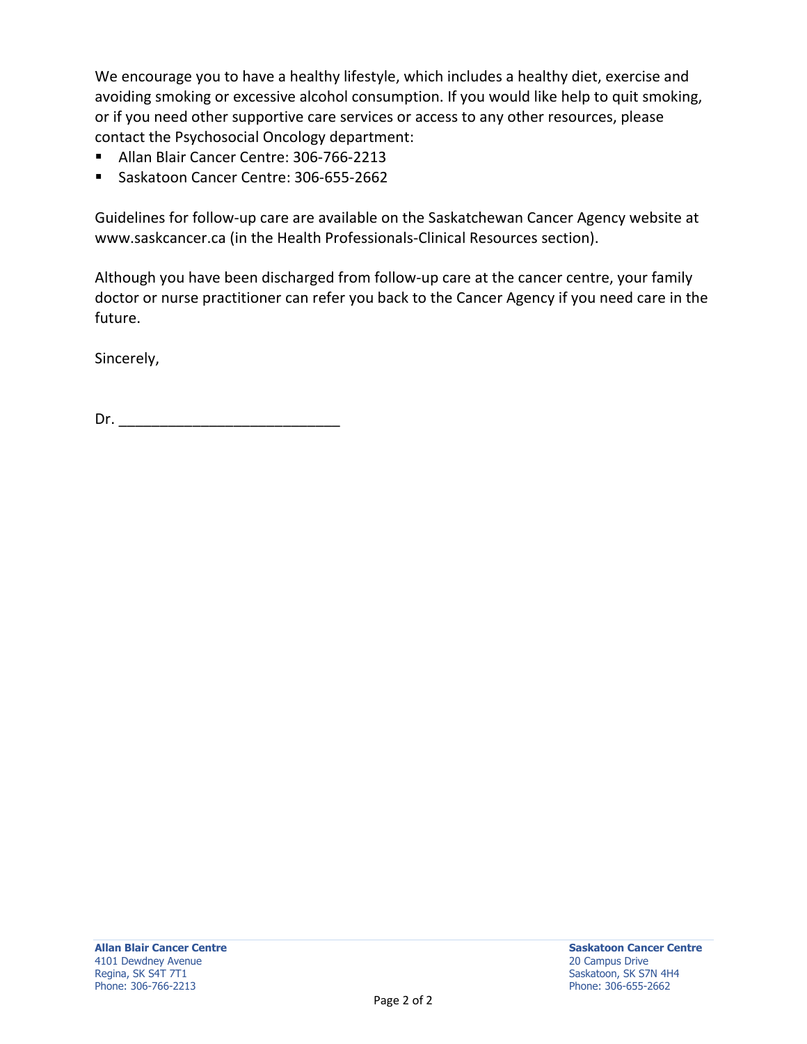We encourage you to have a healthy lifestyle, which includes a healthy diet, exercise and avoiding smoking or excessive alcohol consumption. If you would like help to quit smoking, or if you need other supportive care services or access to any other resources, please contact the Psychosocial Oncology department:

- Allan Blair Cancer Centre: 306-766-2213
- Saskatoon Cancer Centre: 306-655-2662

Guidelines for follow-up care are available on the Saskatchewan Cancer Agency website at www.saskcancer.ca (in the Health Professionals-Clinical Resources section).

Although you have been discharged from follow-up care at the cancer centre, your family doctor or nurse practitioner can refer you back to the Cancer Agency if you need care in the future.

Sincerely,

Dr. ___________________________